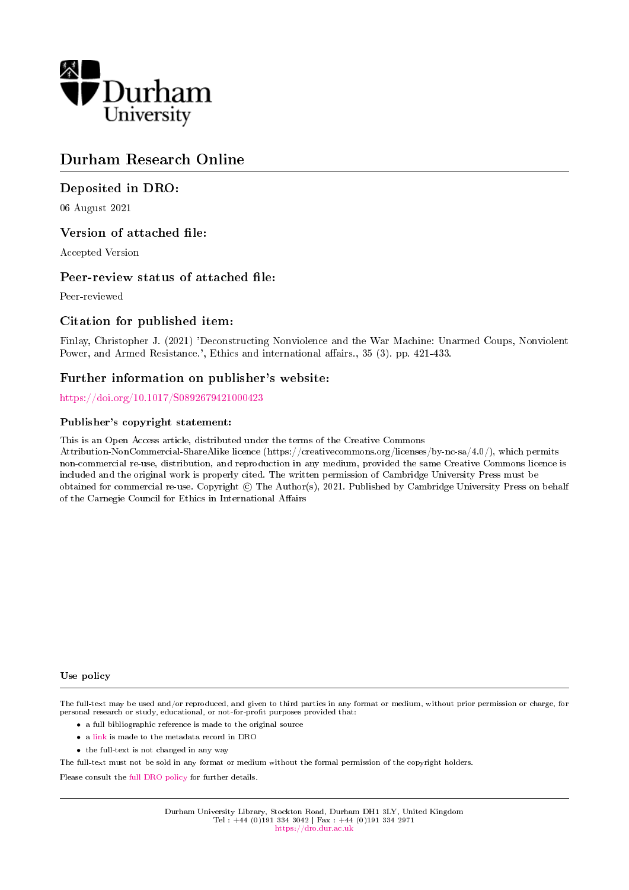Durham University

# Durham Research Online

## Deposited in DRO:

06 August 2021

## Version of attached file:

Accepted Version

## Peer-review status of attached file:

Peer-reviewed

## Citation for published item:

Finlay, Christopher J. (2021) 'Deconstructing Nonviolence and the War Machine: Unarmed Coups, Nonviolent Power, and Armed Resistance.', Ethics and international affairs., 35 (3). pp. 421-433.

## Further information on publisher's website:

https://doi.org/10.1017/S0892679421000423

### Publisher's copyright statement:

This is an Open Access article, distributed under the terms of the Creative Commons Attribution-NonCommercial-ShareAlike licence (https://creativecommons.org/licenses/by-nc-sa/4.0/), which permits non-commercial re-use, distribution, and reproduction in any medium, provided the same Creative Commons licence is included and the original work is properly cited. The written permission of Cambridge University Press must be obtained for commercial re-use. Copyright © The Author(s), 2021. Published by Cambridge University Press on behalf of the Carnegie Council for Ethics in International Affairs

### Use policy

The full-text may be used and/or reproduced, and given to third parties in any format or medium, without prior permission or charge, for personal research or study, educational, or not-for-profit purposes provided that:

- a full bibliographic reference is made to the original source
- a link is made to the metadata record in DRO
- the full-text is not changed in any way

The full-text must not be sold in any format or medium without the formal permission of the copyright holders.

Please consult the full DRO policy for further details.

Durham University Library, Stockton Road, Durham DH1 3LY, United Kingdom
Tel : +44 (0)191 334 3042 | Fax : +44 (0)191 334 2971
https://dro.dur.ac.uk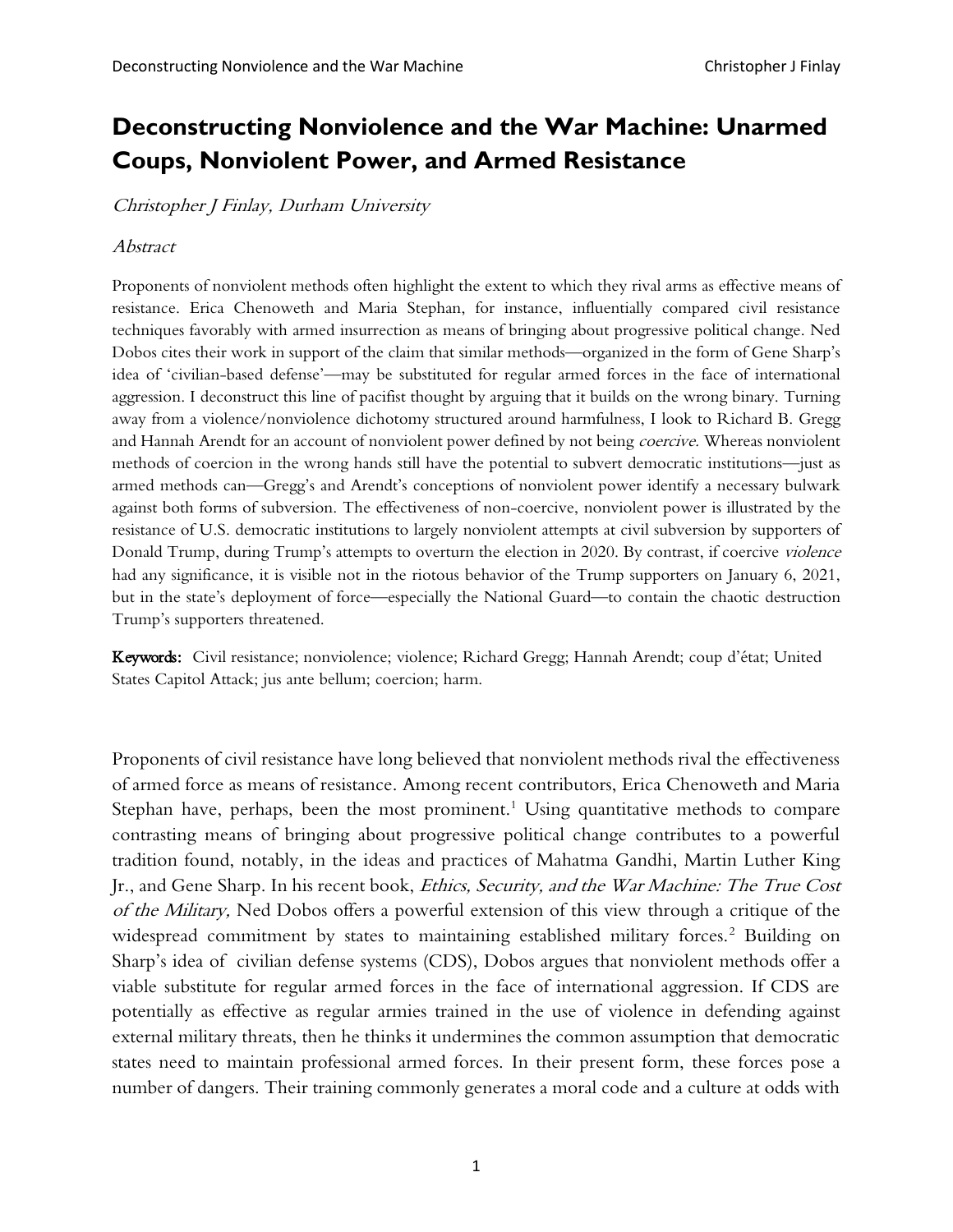# Deconstructing Nonviolence and the War Machine: Unarmed Coups, Nonviolent Power, and Armed Resistance

*Christopher J Finlay, Durham University*

*Abstract*

Proponents of nonviolent methods often highlight the extent to which they rival arms as effective means of resistance. Erica Chenoweth and Maria Stephan, for instance, influentially compared civil resistance techniques favorably with armed insurrection as means of bringing about progressive political change. Ned Dobos cites their work in support of the claim that similar methods—organized in the form of Gene Sharp's idea of 'civilian-based defense'—may be substituted for regular armed forces in the face of international aggression. I deconstruct this line of pacifist thought by arguing that it builds on the wrong binary. Turning away from a violence/nonviolence dichotomy structured around harmfulness, I look to Richard B. Gregg and Hannah Arendt for an account of nonviolent power defined by not being *coercive*. Whereas nonviolent methods of coercion in the wrong hands still have the potential to subvert democratic institutions—just as armed methods can—Gregg's and Arendt's conceptions of nonviolent power identify a necessary bulwark against both forms of subversion. The effectiveness of non-coercive, nonviolent power is illustrated by the resistance of U.S. democratic institutions to largely nonviolent attempts at civil subversion by supporters of Donald Trump, during Trump's attempts to overturn the election in 2020. By contrast, if coercive *violence* had any significance, it is visible not in the riotous behavior of the Trump supporters on January 6, 2021, but in the state's deployment of force—especially the National Guard—to contain the chaotic destruction Trump's supporters threatened.

**Keywords:** Civil resistance; nonviolence; violence; Richard Gregg; Hannah Arendt; coup d'état; United States Capitol Attack; jus ante bellum; coercion; harm.

Proponents of civil resistance have long believed that nonviolent methods rival the effectiveness of armed force as means of resistance. Among recent contributors, Erica Chenoweth and Maria Stephan have, perhaps, been the most prominent.[1] Using quantitative methods to compare contrasting means of bringing about progressive political change contributes to a powerful tradition found, notably, in the ideas and practices of Mahatma Gandhi, Martin Luther King Jr., and Gene Sharp. In his recent book, *Ethics, Security, and the War Machine: The True Cost of the Military,* Ned Dobos offers a powerful extension of this view through a critique of the widespread commitment by states to maintaining established military forces.[2] Building on Sharp's idea of civilian defense systems (CDS), Dobos argues that nonviolent methods offer a viable substitute for regular armed forces in the face of international aggression. If CDS are potentially as effective as regular armies trained in the use of violence in defending against external military threats, then he thinks it undermines the common assumption that democratic states need to maintain professional armed forces. In their present form, these forces pose a number of dangers. Their training commonly generates a moral code and a culture at odds with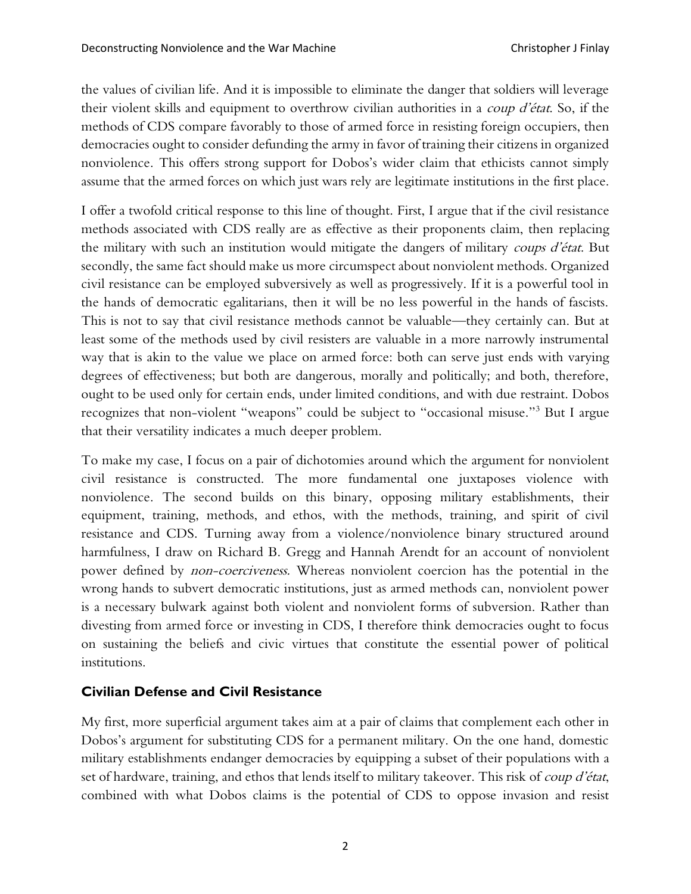the values of civilian life. And it is impossible to eliminate the danger that soldiers will leverage their violent skills and equipment to overthrow civilian authorities in a *coup d'état*. So, if the methods of CDS compare favorably to those of armed force in resisting foreign occupiers, then democracies ought to consider defunding the army in favor of training their citizens in organized nonviolence. This offers strong support for Dobos's wider claim that ethicists cannot simply assume that the armed forces on which just wars rely are legitimate institutions in the first place.

I offer a twofold critical response to this line of thought. First, I argue that if the civil resistance methods associated with CDS really are as effective as their proponents claim, then replacing the military with such an institution would mitigate the dangers of military *coups d'état*. But secondly, the same fact should make us more circumspect about nonviolent methods. Organized civil resistance can be employed subversively as well as progressively. If it is a powerful tool in the hands of democratic egalitarians, then it will be no less powerful in the hands of fascists. This is not to say that civil resistance methods cannot be valuable—they certainly can. But at least some of the methods used by civil resisters are valuable in a more narrowly instrumental way that is akin to the value we place on armed force: both can serve just ends with varying degrees of effectiveness; but both are dangerous, morally and politically; and both, therefore, ought to be used only for certain ends, under limited conditions, and with due restraint. Dobos recognizes that non-violent "weapons" could be subject to "occasional misuse."[3] But I argue that their versatility indicates a much deeper problem.

To make my case, I focus on a pair of dichotomies around which the argument for nonviolent civil resistance is constructed. The more fundamental one juxtaposes violence with nonviolence. The second builds on this binary, opposing military establishments, their equipment, training, methods, and ethos, with the methods, training, and spirit of civil resistance and CDS. Turning away from a violence/nonviolence binary structured around harmfulness, I draw on Richard B. Gregg and Hannah Arendt for an account of nonviolent power defined by *non-coerciveness*. Whereas nonviolent coercion has the potential in the wrong hands to subvert democratic institutions, just as armed methods can, nonviolent power is a necessary bulwark against both violent and nonviolent forms of subversion. Rather than divesting from armed force or investing in CDS, I therefore think democracies ought to focus on sustaining the beliefs and civic virtues that constitute the essential power of political institutions.

### Civilian Defense and Civil Resistance

My first, more superficial argument takes aim at a pair of claims that complement each other in Dobos's argument for substituting CDS for a permanent military. On the one hand, domestic military establishments endanger democracies by equipping a subset of their populations with a set of hardware, training, and ethos that lends itself to military takeover. This risk of *coup d'état*, combined with what Dobos claims is the potential of CDS to oppose invasion and resist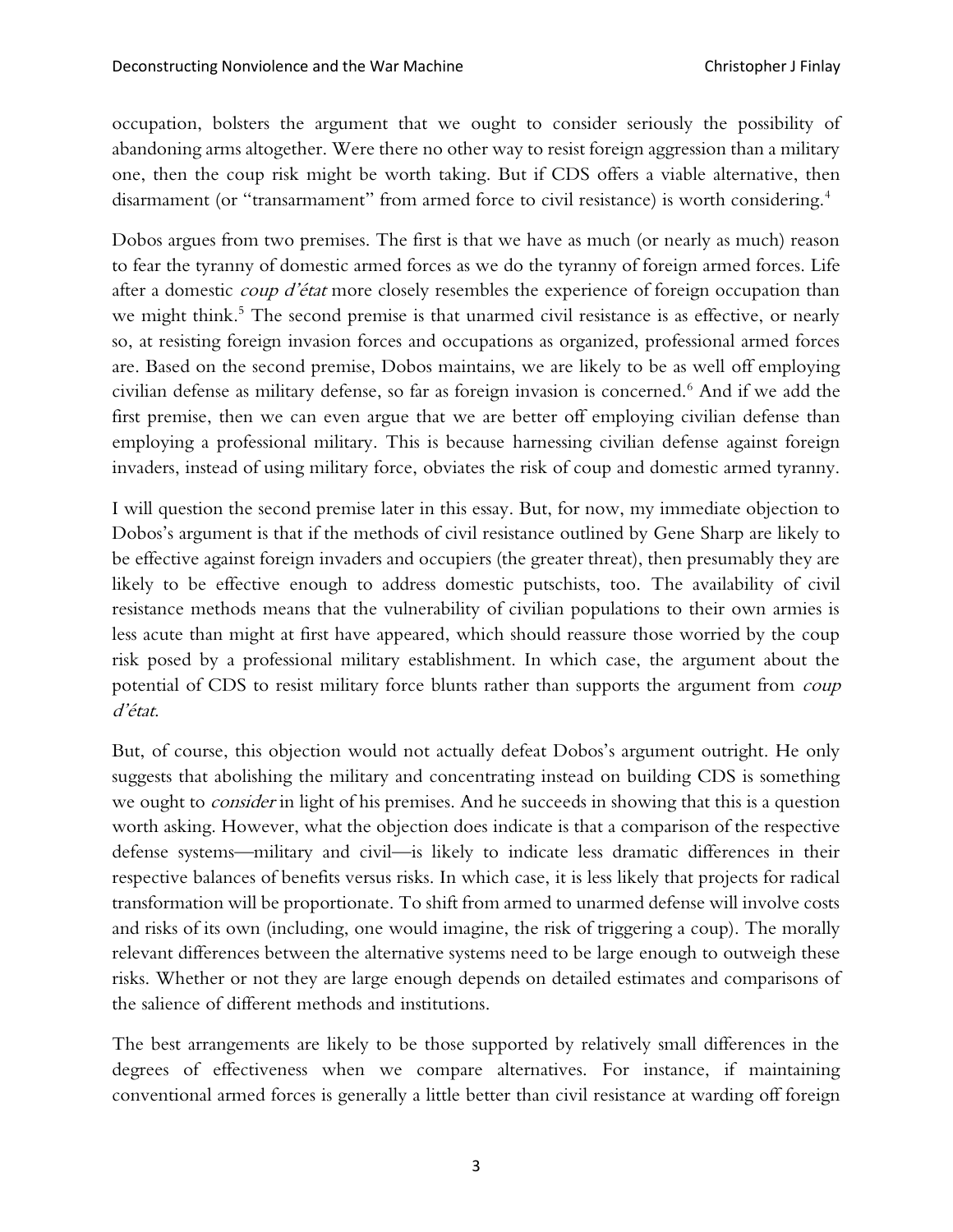occupation, bolsters the argument that we ought to consider seriously the possibility of abandoning arms altogether. Were there no other way to resist foreign aggression than a military one, then the coup risk might be worth taking. But if CDS offers a viable alternative, then disarmament (or "transarmament" from armed force to civil resistance) is worth considering.[4]

Dobos argues from two premises. The first is that we have as much (or nearly as much) reason to fear the tyranny of domestic armed forces as we do the tyranny of foreign armed forces. Life after a domestic *coup d'état* more closely resembles the experience of foreign occupation than we might think.[5] The second premise is that unarmed civil resistance is as effective, or nearly so, at resisting foreign invasion forces and occupations as organized, professional armed forces are. Based on the second premise, Dobos maintains, we are likely to be as well off employing civilian defense as military defense, so far as foreign invasion is concerned.[6] And if we add the first premise, then we can even argue that we are better off employing civilian defense than employing a professional military. This is because harnessing civilian defense against foreign invaders, instead of using military force, obviates the risk of coup and domestic armed tyranny.

I will question the second premise later in this essay. But, for now, my immediate objection to Dobos's argument is that if the methods of civil resistance outlined by Gene Sharp are likely to be effective against foreign invaders and occupiers (the greater threat), then presumably they are likely to be effective enough to address domestic putschists, too. The availability of civil resistance methods means that the vulnerability of civilian populations to their own armies is less acute than might at first have appeared, which should reassure those worried by the coup risk posed by a professional military establishment. In which case, the argument about the potential of CDS to resist military force blunts rather than supports the argument from *coup d'état*.

But, of course, this objection would not actually defeat Dobos's argument outright. He only suggests that abolishing the military and concentrating instead on building CDS is something we ought to *consider* in light of his premises. And he succeeds in showing that this is a question worth asking. However, what the objection does indicate is that a comparison of the respective defense systems—military and civil—is likely to indicate less dramatic differences in their respective balances of benefits versus risks. In which case, it is less likely that projects for radical transformation will be proportionate. To shift from armed to unarmed defense will involve costs and risks of its own (including, one would imagine, the risk of triggering a coup). The morally relevant differences between the alternative systems need to be large enough to outweigh these risks. Whether or not they are large enough depends on detailed estimates and comparisons of the salience of different methods and institutions.

The best arrangements are likely to be those supported by relatively small differences in the degrees of effectiveness when we compare alternatives. For instance, if maintaining conventional armed forces is generally a little better than civil resistance at warding off foreign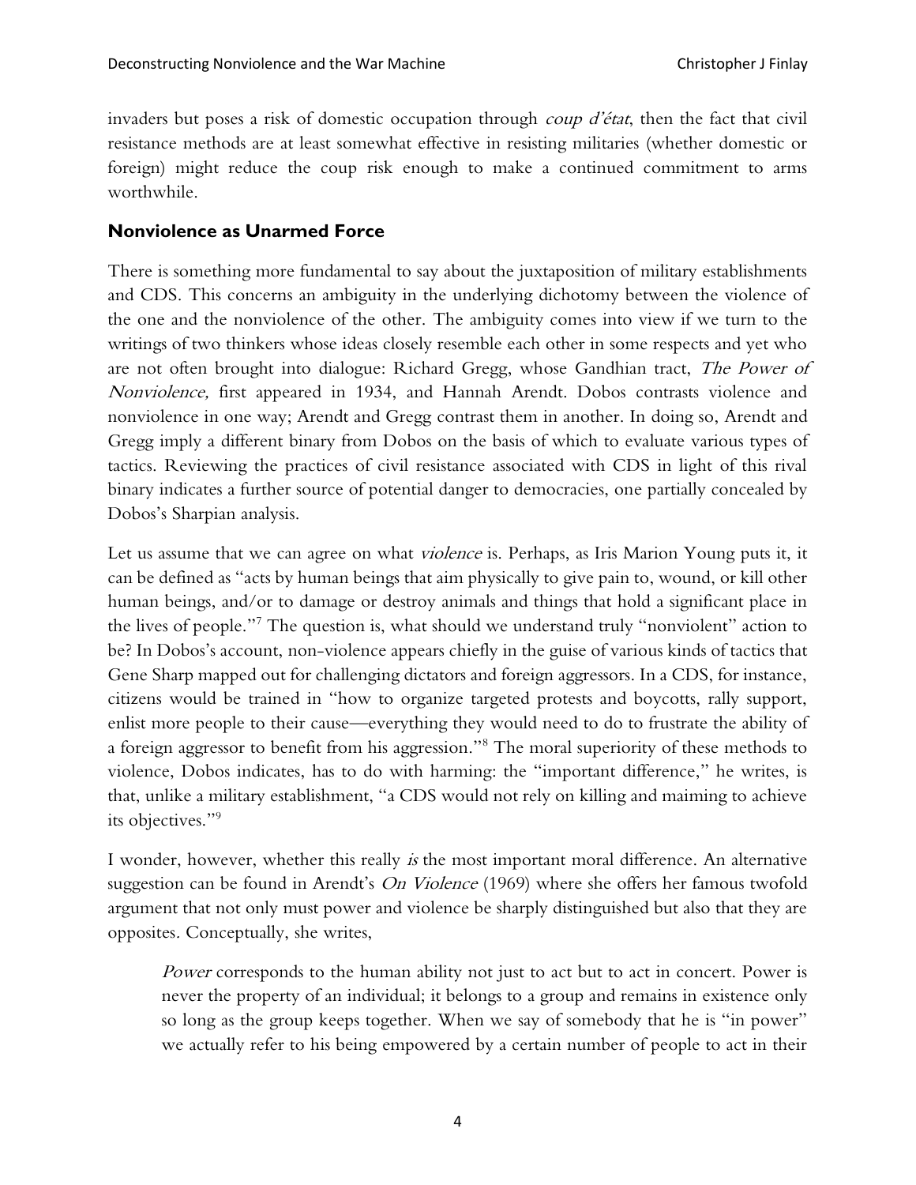invaders but poses a risk of domestic occupation through *coup d'état*, then the fact that civil resistance methods are at least somewhat effective in resisting militaries (whether domestic or foreign) might reduce the coup risk enough to make a continued commitment to arms worthwhile.

## Nonviolence as Unarmed Force

There is something more fundamental to say about the juxtaposition of military establishments and CDS. This concerns an ambiguity in the underlying dichotomy between the violence of the one and the nonviolence of the other. The ambiguity comes into view if we turn to the writings of two thinkers whose ideas closely resemble each other in some respects and yet who are not often brought into dialogue: Richard Gregg, whose Gandhian tract, *The Power of Nonviolence,* first appeared in 1934, and Hannah Arendt. Dobos contrasts violence and nonviolence in one way; Arendt and Gregg contrast them in another. In doing so, Arendt and Gregg imply a different binary from Dobos on the basis of which to evaluate various types of tactics. Reviewing the practices of civil resistance associated with CDS in light of this rival binary indicates a further source of potential danger to democracies, one partially concealed by Dobos's Sharpian analysis.

Let us assume that we can agree on what *violence* is. Perhaps, as Iris Marion Young puts it, it can be defined as "acts by human beings that aim physically to give pain to, wound, or kill other human beings, and/or to damage or destroy animals and things that hold a significant place in the lives of people."[7] The question is, what should we understand truly "nonviolent" action to be? In Dobos's account, non-violence appears chiefly in the guise of various kinds of tactics that Gene Sharp mapped out for challenging dictators and foreign aggressors. In a CDS, for instance, citizens would be trained in "how to organize targeted protests and boycotts, rally support, enlist more people to their cause—everything they would need to do to frustrate the ability of a foreign aggressor to benefit from his aggression."[8] The moral superiority of these methods to violence, Dobos indicates, has to do with harming: the "important difference," he writes, is that, unlike a military establishment, "a CDS would not rely on killing and maiming to achieve its objectives."[9]

I wonder, however, whether this really *is* the most important moral difference. An alternative suggestion can be found in Arendt's *On Violence* (1969) where she offers her famous twofold argument that not only must power and violence be sharply distinguished but also that they are opposites. Conceptually, she writes,

> *Power* corresponds to the human ability not just to act but to act in concert. Power is never the property of an individual; it belongs to a group and remains in existence only so long as the group keeps together. When we say of somebody that he is "in power" we actually refer to his being empowered by a certain number of people to act in their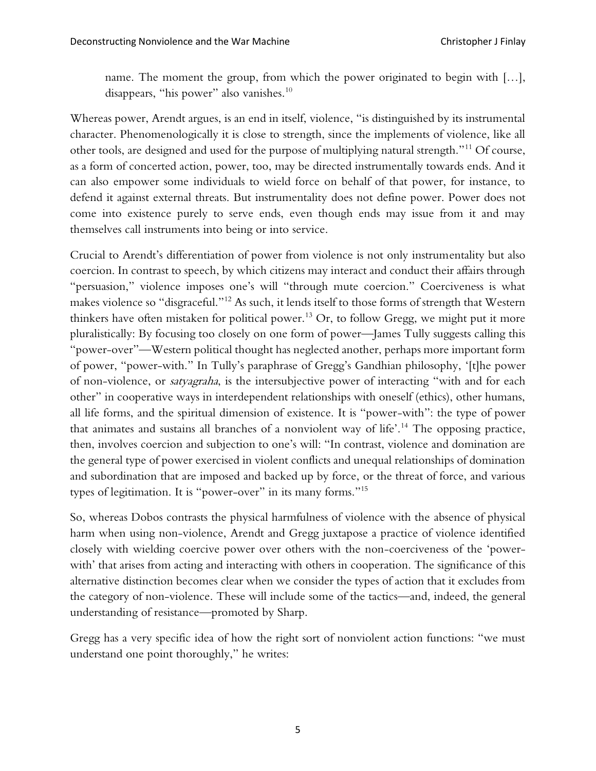> name. The moment the group, from which the power originated to begin with […], disappears, "his power" also vanishes.[10]

Whereas power, Arendt argues, is an end in itself, violence, "is distinguished by its instrumental character. Phenomenologically it is close to strength, since the implements of violence, like all other tools, are designed and used for the purpose of multiplying natural strength."[11] Of course, as a form of concerted action, power, too, may be directed instrumentally towards ends. And it can also empower some individuals to wield force on behalf of that power, for instance, to defend it against external threats. But instrumentality does not define power. Power does not come into existence purely to serve ends, even though ends may issue from it and may themselves call instruments into being or into service.

Crucial to Arendt's differentiation of power from violence is not only instrumentality but also coercion. In contrast to speech, by which citizens may interact and conduct their affairs through "persuasion," violence imposes one's will "through mute coercion." Coerciveness is what makes violence so "disgraceful."[12] As such, it lends itself to those forms of strength that Western thinkers have often mistaken for political power.[13] Or, to follow Gregg, we might put it more pluralistically: By focusing too closely on one form of power—James Tully suggests calling this "power-over"—Western political thought has neglected another, perhaps more important form of power, "power-with." In Tully's paraphrase of Gregg's Gandhian philosophy, '[t]he power of non-violence, or *satyagraha*, is the intersubjective power of interacting "with and for each other" in cooperative ways in interdependent relationships with oneself (ethics), other humans, all life forms, and the spiritual dimension of existence. It is "power-with": the type of power that animates and sustains all branches of a nonviolent way of life'.[14] The opposing practice, then, involves coercion and subjection to one's will: "In contrast, violence and domination are the general type of power exercised in violent conflicts and unequal relationships of domination and subordination that are imposed and backed up by force, or the threat of force, and various types of legitimation. It is "power-over" in its many forms."[15]

So, whereas Dobos contrasts the physical harmfulness of violence with the absence of physical harm when using non-violence, Arendt and Gregg juxtapose a practice of violence identified closely with wielding coercive power over others with the non-coerciveness of the 'power-with' that arises from acting and interacting with others in cooperation. The significance of this alternative distinction becomes clear when we consider the types of action that it excludes from the category of non-violence. These will include some of the tactics—and, indeed, the general understanding of resistance—promoted by Sharp.

Gregg has a very specific idea of how the right sort of nonviolent action functions: "we must understand one point thoroughly," he writes: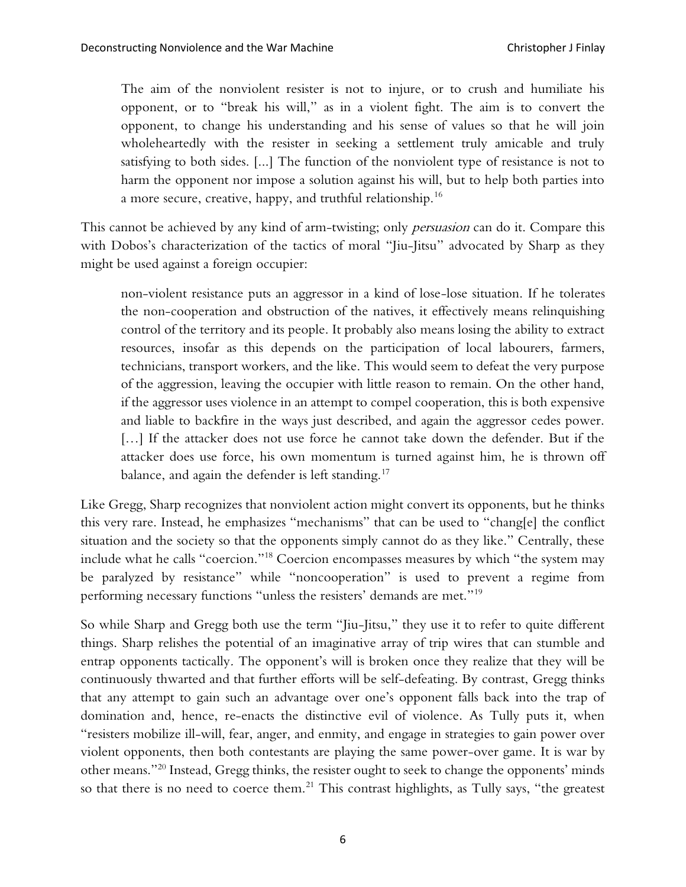> The aim of the nonviolent resister is not to injure, or to crush and humiliate his opponent, or to "break his will," as in a violent fight. The aim is to convert the opponent, to change his understanding and his sense of values so that he will join wholeheartedly with the resister in seeking a settlement truly amicable and truly satisfying to both sides. [...] The function of the nonviolent type of resistance is not to harm the opponent nor impose a solution against his will, but to help both parties into a more secure, creative, happy, and truthful relationship.[16]

This cannot be achieved by any kind of arm-twisting; only *persuasion* can do it. Compare this with Dobos's characterization of the tactics of moral "Jiu-Jitsu" advocated by Sharp as they might be used against a foreign occupier:

> non-violent resistance puts an aggressor in a kind of lose-lose situation. If he tolerates the non-cooperation and obstruction of the natives, it effectively means relinquishing control of the territory and its people. It probably also means losing the ability to extract resources, insofar as this depends on the participation of local labourers, farmers, technicians, transport workers, and the like. This would seem to defeat the very purpose of the aggression, leaving the occupier with little reason to remain. On the other hand, if the aggressor uses violence in an attempt to compel cooperation, this is both expensive and liable to backfire in the ways just described, and again the aggressor cedes power. […] If the attacker does not use force he cannot take down the defender. But if the attacker does use force, his own momentum is turned against him, he is thrown off balance, and again the defender is left standing.[17]

Like Gregg, Sharp recognizes that nonviolent action might convert its opponents, but he thinks this very rare. Instead, he emphasizes "mechanisms" that can be used to "chang[e] the conflict situation and the society so that the opponents simply cannot do as they like." Centrally, these include what he calls "coercion."[18] Coercion encompasses measures by which "the system may be paralyzed by resistance" while "noncooperation" is used to prevent a regime from performing necessary functions "unless the resisters' demands are met."[19]

So while Sharp and Gregg both use the term "Jiu-Jitsu," they use it to refer to quite different things. Sharp relishes the potential of an imaginative array of trip wires that can stumble and entrap opponents tactically. The opponent's will is broken once they realize that they will be continuously thwarted and that further efforts will be self-defeating. By contrast, Gregg thinks that any attempt to gain such an advantage over one's opponent falls back into the trap of domination and, hence, re-enacts the distinctive evil of violence. As Tully puts it, when "resisters mobilize ill-will, fear, anger, and enmity, and engage in strategies to gain power over violent opponents, then both contestants are playing the same power-over game. It is war by other means."[20] Instead, Gregg thinks, the resister ought to seek to change the opponents' minds so that there is no need to coerce them.[21] This contrast highlights, as Tully says, "the greatest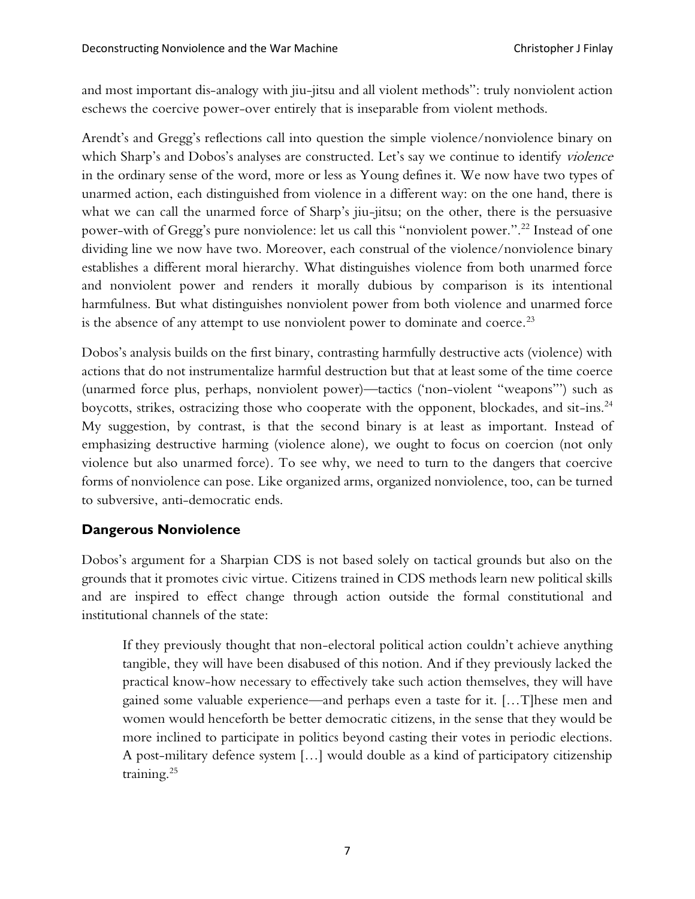and most important dis-analogy with jiu-jitsu and all violent methods": truly nonviolent action eschews the coercive power-over entirely that is inseparable from violent methods.

Arendt's and Gregg's reflections call into question the simple violence/nonviolence binary on which Sharp's and Dobos's analyses are constructed. Let's say we continue to identify *violence* in the ordinary sense of the word, more or less as Young defines it. We now have two types of unarmed action, each distinguished from violence in a different way: on the one hand, there is what we can call the unarmed force of Sharp's jiu-jitsu; on the other, there is the persuasive power-with of Gregg's pure nonviolence: let us call this "nonviolent power.".[22] Instead of one dividing line we now have two. Moreover, each construal of the violence/nonviolence binary establishes a different moral hierarchy. What distinguishes violence from both unarmed force and nonviolent power and renders it morally dubious by comparison is its intentional harmfulness. But what distinguishes nonviolent power from both violence and unarmed force is the absence of any attempt to use nonviolent power to dominate and coerce.[23]

Dobos's analysis builds on the first binary, contrasting harmfully destructive acts (violence) with actions that do not instrumentalize harmful destruction but that at least some of the time coerce (unarmed force plus, perhaps, nonviolent power)—tactics ('non-violent "weapons"') such as boycotts, strikes, ostracizing those who cooperate with the opponent, blockades, and sit-ins.[24] My suggestion, by contrast, is that the second binary is at least as important. Instead of emphasizing destructive harming (violence alone), we ought to focus on coercion (not only violence but also unarmed force). To see why, we need to turn to the dangers that coercive forms of nonviolence can pose. Like organized arms, organized nonviolence, too, can be turned to subversive, anti-democratic ends.

## Dangerous Nonviolence

Dobos's argument for a Sharpian CDS is not based solely on tactical grounds but also on the grounds that it promotes civic virtue. Citizens trained in CDS methods learn new political skills and are inspired to effect change through action outside the formal constitutional and institutional channels of the state:

> If they previously thought that non-electoral political action couldn't achieve anything tangible, they will have been disabused of this notion. And if they previously lacked the practical know-how necessary to effectively take such action themselves, they will have gained some valuable experience—and perhaps even a taste for it. […T]hese men and women would henceforth be better democratic citizens, in the sense that they would be more inclined to participate in politics beyond casting their votes in periodic elections. A post-military defence system […] would double as a kind of participatory citizenship training.[25]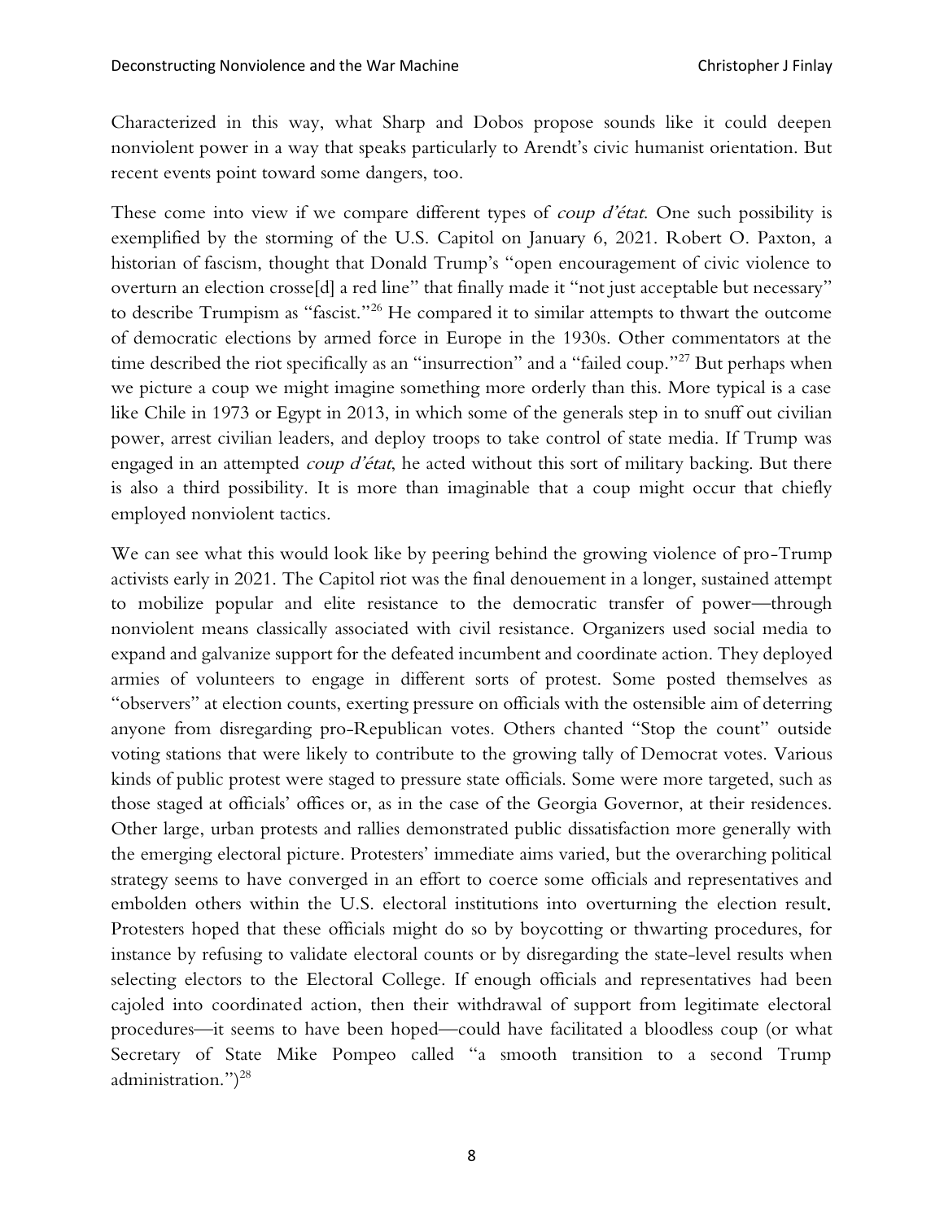Characterized in this way, what Sharp and Dobos propose sounds like it could deepen nonviolent power in a way that speaks particularly to Arendt's civic humanist orientation. But recent events point toward some dangers, too.

These come into view if we compare different types of *coup d'état*. One such possibility is exemplified by the storming of the U.S. Capitol on January 6, 2021. Robert O. Paxton, a historian of fascism, thought that Donald Trump's "open encouragement of civic violence to overturn an election crosse[d] a red line" that finally made it "not just acceptable but necessary" to describe Trumpism as "fascist."[26] He compared it to similar attempts to thwart the outcome of democratic elections by armed force in Europe in the 1930s. Other commentators at the time described the riot specifically as an "insurrection" and a "failed coup."[27] But perhaps when we picture a coup we might imagine something more orderly than this. More typical is a case like Chile in 1973 or Egypt in 2013, in which some of the generals step in to snuff out civilian power, arrest civilian leaders, and deploy troops to take control of state media. If Trump was engaged in an attempted *coup d'état*, he acted without this sort of military backing. But there is also a third possibility. It is more than imaginable that a coup might occur that chiefly employed nonviolent tactics.

We can see what this would look like by peering behind the growing violence of pro-Trump activists early in 2021. The Capitol riot was the final denouement in a longer, sustained attempt to mobilize popular and elite resistance to the democratic transfer of power—through nonviolent means classically associated with civil resistance. Organizers used social media to expand and galvanize support for the defeated incumbent and coordinate action. They deployed armies of volunteers to engage in different sorts of protest. Some posted themselves as "observers" at election counts, exerting pressure on officials with the ostensible aim of deterring anyone from disregarding pro-Republican votes. Others chanted "Stop the count" outside voting stations that were likely to contribute to the growing tally of Democrat votes. Various kinds of public protest were staged to pressure state officials. Some were more targeted, such as those staged at officials' offices or, as in the case of the Georgia Governor, at their residences. Other large, urban protests and rallies demonstrated public dissatisfaction more generally with the emerging electoral picture. Protesters' immediate aims varied, but the overarching political strategy seems to have converged in an effort to coerce some officials and representatives and embolden others within the U.S. electoral institutions into overturning the election result. Protesters hoped that these officials might do so by boycotting or thwarting procedures, for instance by refusing to validate electoral counts or by disregarding the state-level results when selecting electors to the Electoral College. If enough officials and representatives had been cajoled into coordinated action, then their withdrawal of support from legitimate electoral procedures—it seems to have been hoped—could have facilitated a bloodless coup (or what Secretary of State Mike Pompeo called "a smooth transition to a second Trump administration.")[28]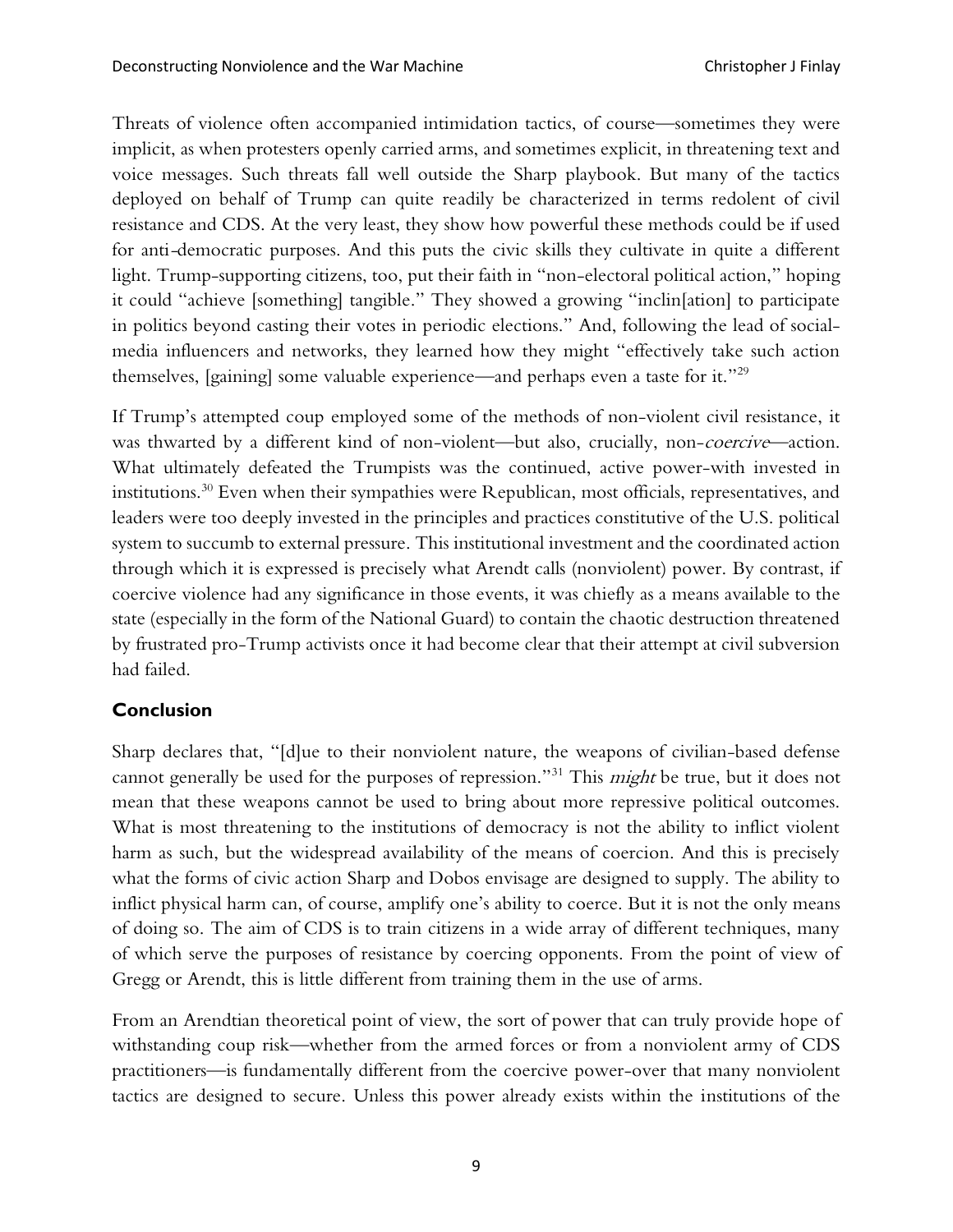Threats of violence often accompanied intimidation tactics, of course—sometimes they were implicit, as when protesters openly carried arms, and sometimes explicit, in threatening text and voice messages. Such threats fall well outside the Sharp playbook. But many of the tactics deployed on behalf of Trump can quite readily be characterized in terms redolent of civil resistance and CDS. At the very least, they show how powerful these methods could be if used for anti-democratic purposes. And this puts the civic skills they cultivate in quite a different light. Trump-supporting citizens, too, put their faith in "non-electoral political action," hoping it could "achieve [something] tangible." They showed a growing "inclin[ation] to participate in politics beyond casting their votes in periodic elections." And, following the lead of social-media influencers and networks, they learned how they might "effectively take such action themselves, [gaining] some valuable experience—and perhaps even a taste for it."[29]

If Trump's attempted coup employed some of the methods of non-violent civil resistance, it was thwarted by a different kind of non-violent—but also, crucially, non-*coercive*—action. What ultimately defeated the Trumpists was the continued, active power-with invested in institutions.[30] Even when their sympathies were Republican, most officials, representatives, and leaders were too deeply invested in the principles and practices constitutive of the U.S. political system to succumb to external pressure. This institutional investment and the coordinated action through which it is expressed is precisely what Arendt calls (nonviolent) power. By contrast, if coercive violence had any significance in those events, it was chiefly as a means available to the state (especially in the form of the National Guard) to contain the chaotic destruction threatened by frustrated pro-Trump activists once it had become clear that their attempt at civil subversion had failed.

## Conclusion

Sharp declares that, "[d]ue to their nonviolent nature, the weapons of civilian-based defense cannot generally be used for the purposes of repression."[31] This *might* be true, but it does not mean that these weapons cannot be used to bring about more repressive political outcomes. What is most threatening to the institutions of democracy is not the ability to inflict violent harm as such, but the widespread availability of the means of coercion. And this is precisely what the forms of civic action Sharp and Dobos envisage are designed to supply. The ability to inflict physical harm can, of course, amplify one's ability to coerce. But it is not the only means of doing so. The aim of CDS is to train citizens in a wide array of different techniques, many of which serve the purposes of resistance by coercing opponents. From the point of view of Gregg or Arendt, this is little different from training them in the use of arms.

From an Arendtian theoretical point of view, the sort of power that can truly provide hope of withstanding coup risk—whether from the armed forces or from a nonviolent army of CDS practitioners—is fundamentally different from the coercive power-over that many nonviolent tactics are designed to secure. Unless this power already exists within the institutions of the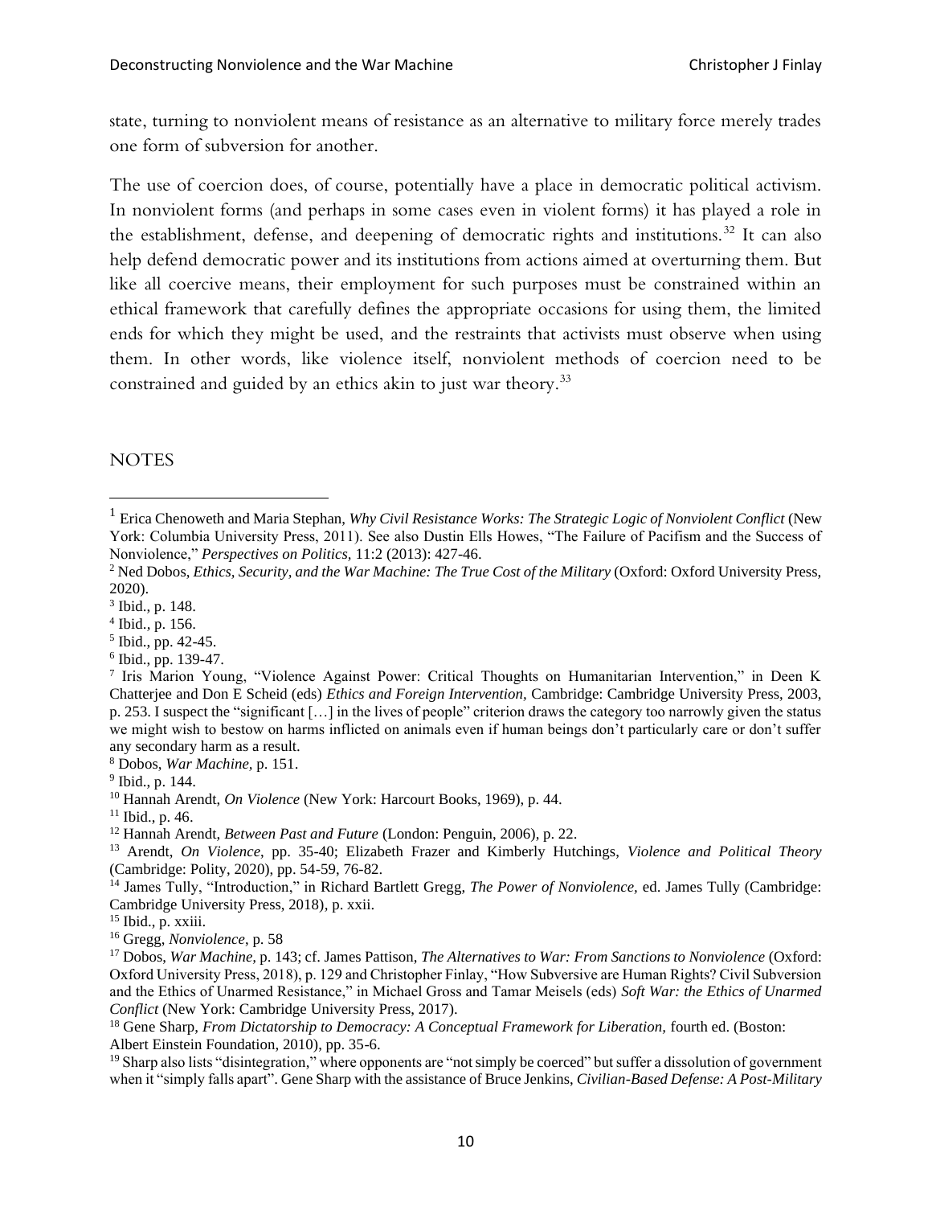state, turning to nonviolent means of resistance as an alternative to military force merely trades one form of subversion for another.

The use of coercion does, of course, potentially have a place in democratic political activism. In nonviolent forms (and perhaps in some cases even in violent forms) it has played a role in the establishment, defense, and deepening of democratic rights and institutions.[32] It can also help defend democratic power and its institutions from actions aimed at overturning them. But like all coercive means, their employment for such purposes must be constrained within an ethical framework that carefully defines the appropriate occasions for using them, the limited ends for which they might be used, and the restraints that activists must observe when using them. In other words, like violence itself, nonviolent methods of coercion need to be constrained and guided by an ethics akin to just war theory.[33]

NOTES

[1] Erica Chenoweth and Maria Stephan, *Why Civil Resistance Works: The Strategic Logic of Nonviolent Conflict* (New York: Columbia University Press, 2011). See also Dustin Ells Howes, "The Failure of Pacifism and the Success of Nonviolence," *Perspectives on Politics,* 11:2 (2013): 427-46.

[2] Ned Dobos, *Ethics, Security, and the War Machine: The True Cost of the Military* (Oxford: Oxford University Press, 2020).

[3] Ibid., p. 148.

[4] Ibid., p. 156.

[5] Ibid., pp. 42-45.

[6] Ibid., pp. 139-47.

[7] Iris Marion Young, "Violence Against Power: Critical Thoughts on Humanitarian Intervention," in Deen K Chatterjee and Don E Scheid (eds) *Ethics and Foreign Intervention*, Cambridge: Cambridge University Press, 2003, p. 253. I suspect the "significant […] in the lives of people" criterion draws the category too narrowly given the status we might wish to bestow on harms inflicted on animals even if human beings don't particularly care or don't suffer any secondary harm as a result.

[8] Dobos, *War Machine,* p. 151.

[9] Ibid., p. 144.

[10] Hannah Arendt, *On Violence* (New York: Harcourt Books, 1969), p. 44.

[11] Ibid., p. 46.

[12] Hannah Arendt, *Between Past and Future* (London: Penguin, 2006), p. 22.

[13] Arendt, *On Violence*, pp. 35-40; Elizabeth Frazer and Kimberly Hutchings, *Violence and Political Theory* (Cambridge: Polity, 2020), pp. 54-59, 76-82.

[14] James Tully, "Introduction," in Richard Bartlett Gregg, *The Power of Nonviolence,* ed. James Tully (Cambridge: Cambridge University Press, 2018), p. xxii.

[15] Ibid., p. xxiii.

[16] Gregg, *Nonviolence*, p. 58

[17] Dobos, *War Machine,* p. 143; cf. James Pattison, *The Alternatives to War: From Sanctions to Nonviolence* (Oxford: Oxford University Press, 2018), p. 129 and Christopher Finlay, "How Subversive are Human Rights? Civil Subversion and the Ethics of Unarmed Resistance," in Michael Gross and Tamar Meisels (eds) *Soft War: the Ethics of Unarmed Conflict* (New York: Cambridge University Press, 2017).

[18] Gene Sharp, *From Dictatorship to Democracy: A Conceptual Framework for Liberation,* fourth ed. (Boston: Albert Einstein Foundation, 2010), pp. 35-6.

[19] Sharp also lists "disintegration," where opponents are "not simply be coerced" but suffer a dissolution of government when it "simply falls apart". Gene Sharp with the assistance of Bruce Jenkins, *Civilian-Based Defense: A Post-Military*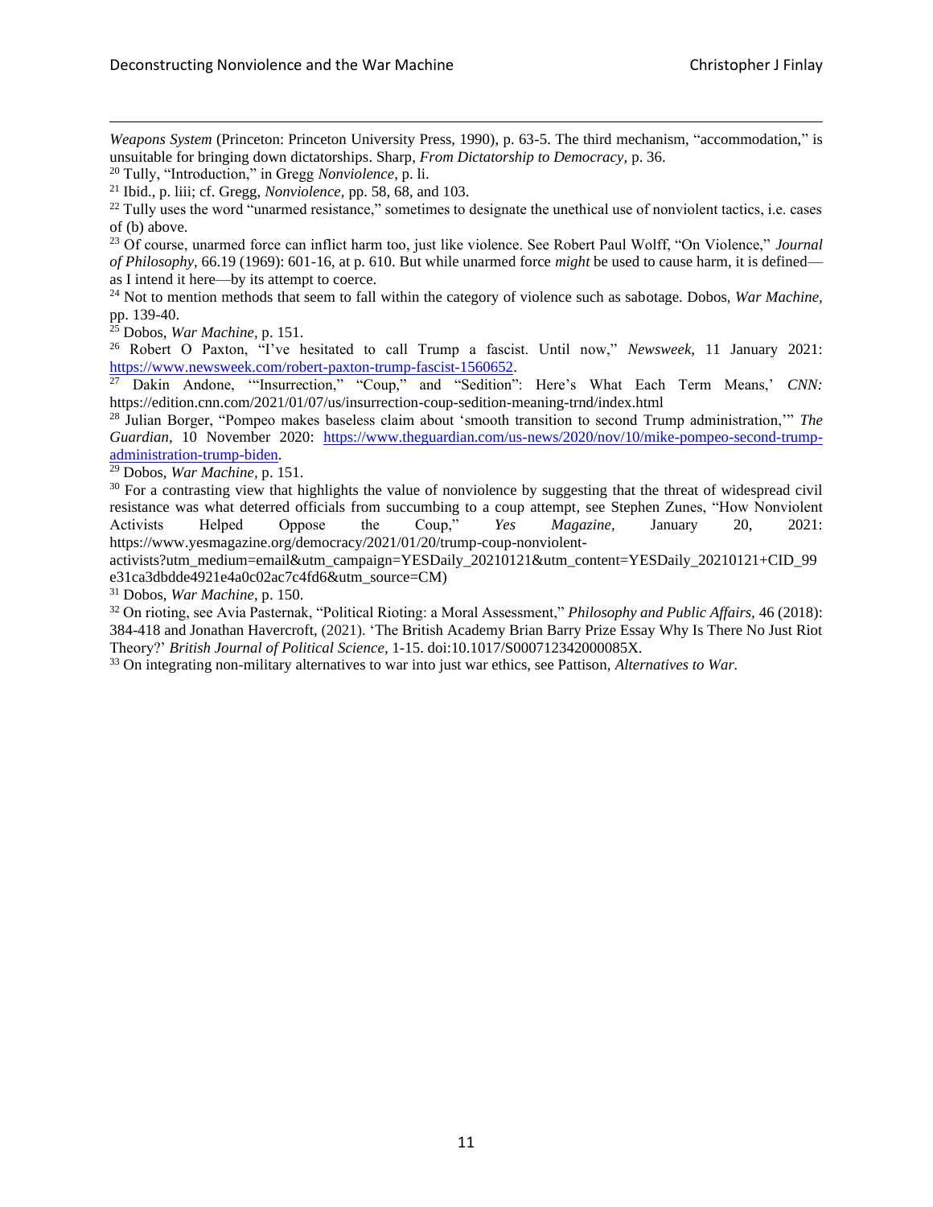*Weapons System* (Princeton: Princeton University Press, 1990), p. 63-5. The third mechanism, "accommodation," is unsuitable for bringing down dictatorships. Sharp, *From Dictatorship to Democracy,* p. 36.

[20] Tully, "Introduction," in Gregg *Nonviolence,* p. li.

[21] Ibid., p. liii; cf. Gregg, *Nonviolence,* pp. 58, 68, and 103.

[22] Tully uses the word "unarmed resistance," sometimes to designate the unethical use of nonviolent tactics, i.e. cases of (b) above.

[23] Of course, unarmed force can inflict harm too, just like violence. See Robert Paul Wolff, "On Violence," *Journal of Philosophy,* 66.19 (1969): 601-16, at p. 610. But while unarmed force *might* be used to cause harm, it is defined—as I intend it here—by its attempt to coerce.

[24] Not to mention methods that seem to fall within the category of violence such as sabotage. Dobos, *War Machine,* pp. 139-40.

[25] Dobos, *War Machine,* p. 151.

[26] Robert O Paxton, "I've hesitated to call Trump a fascist. Until now," *Newsweek,* 11 January 2021: https://www.newsweek.com/robert-paxton-trump-fascist-1560652.

[27] Dakin Andone, '"Insurrection," "Coup," and "Sedition": Here's What Each Term Means,' *CNN:* https://edition.cnn.com/2021/01/07/us/insurrection-coup-sedition-meaning-trnd/index.html

[28] Julian Borger, "Pompeo makes baseless claim about 'smooth transition to second Trump administration,'" *The Guardian,* 10 November 2020: https://www.theguardian.com/us-news/2020/nov/10/mike-pompeo-second-trump-administration-trump-biden.

[29] Dobos, *War Machine,* p. 151.

[30] For a contrasting view that highlights the value of nonviolence by suggesting that the threat of widespread civil resistance was what deterred officials from succumbing to a coup attempt, see Stephen Zunes, "How Nonviolent Activists Helped Oppose the Coup," *Yes Magazine,* January 20, 2021: https://www.yesmagazine.org/democracy/2021/01/20/trump-coup-nonviolent-activists?utm_medium=email&utm_campaign=YESDaily_20210121&utm_content=YESDaily_20210121+CID_99e31ca3dbdde4921e4a0c02ac7c4fd6&utm_source=CM)

[31] Dobos, *War Machine,* p. 150.

[32] On rioting, see Avia Pasternak, "Political Rioting: a Moral Assessment," *Philosophy and Public Affairs,* 46 (2018): 384-418 and Jonathan Havercroft, (2021). 'The British Academy Brian Barry Prize Essay Why Is There No Just Riot Theory?' *British Journal of Political Science,* 1-15. doi:10.1017/S000712342000085X.

[33] On integrating non-military alternatives to war into just war ethics, see Pattison, *Alternatives to War.*